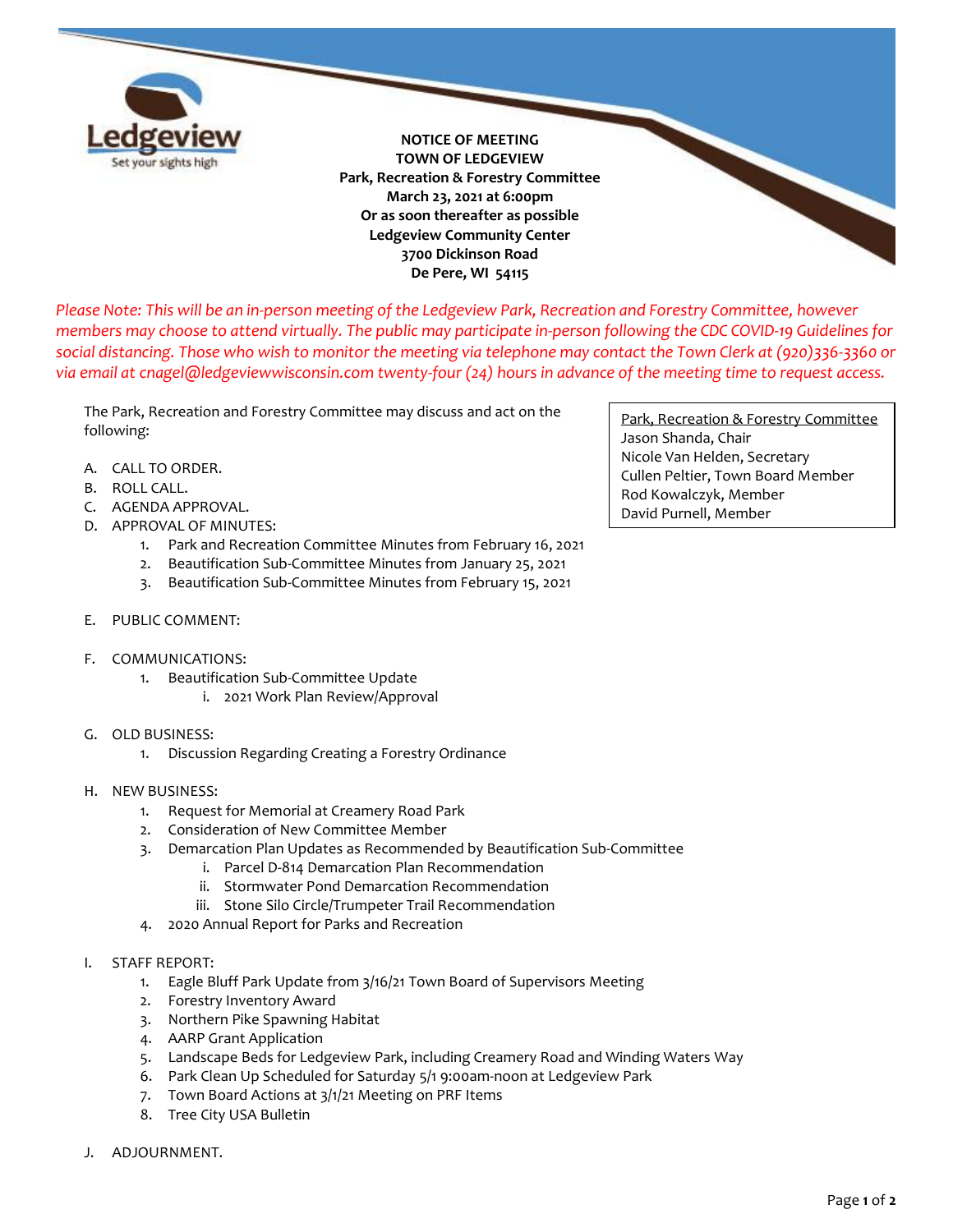**NOTICE OF MEETING**
**TOWN OF LEDGEVIEW**
**Park, Recreation & Forestry Committee**
**March 23, 2021 at 6:00pm**
**Or as soon thereafter as possible**
**Ledgeview Community Center**
**3700 Dickinson Road**
**De Pere, WI 54115**

*Please Note: This will be an in-person meeting of the Ledgeview Park, Recreation and Forestry Committee, however members may choose to attend virtually. The public may participate in-person following the CDC COVID-19 Guidelines for social distancing. Those who wish to monitor the meeting via telephone may contact the Town Clerk at (920)336-3360 or via email at cnagel@ledgeviewwisconsin.com twenty-four (24) hours in advance of the meeting time to request access.*

Park, Recreation & Forestry Committee
Jason Shanda, Chair
Nicole Van Helden, Secretary
Cullen Peltier, Town Board Member
Rod Kowalczyk, Member
David Purnell, Member

The Park, Recreation and Forestry Committee may discuss and act on the following:

A. CALL TO ORDER.
B. ROLL CALL.
C. AGENDA APPROVAL.
D. APPROVAL OF MINUTES:
   1. Park and Recreation Committee Minutes from February 16, 2021
   2. Beautification Sub-Committee Minutes from January 25, 2021
   3. Beautification Sub-Committee Minutes from February 15, 2021

E. PUBLIC COMMENT:

F. COMMUNICATIONS:
   1. Beautification Sub-Committee Update
      i. 2021 Work Plan Review/Approval

G. OLD BUSINESS:
   1. Discussion Regarding Creating a Forestry Ordinance

H. NEW BUSINESS:
   1. Request for Memorial at Creamery Road Park
   2. Consideration of New Committee Member
   3. Demarcation Plan Updates as Recommended by Beautification Sub-Committee
      i. Parcel D-814 Demarcation Plan Recommendation
      ii. Stormwater Pond Demarcation Recommendation
      iii. Stone Silo Circle/Trumpeter Trail Recommendation
   4. 2020 Annual Report for Parks and Recreation

I. STAFF REPORT:
   1. Eagle Bluff Park Update from 3/16/21 Town Board of Supervisors Meeting
   2. Forestry Inventory Award
   3. Northern Pike Spawning Habitat
   4. AARP Grant Application
   5. Landscape Beds for Ledgeview Park, including Creamery Road and Winding Waters Way
   6. Park Clean Up Scheduled for Saturday 5/1 9:00am-noon at Ledgeview Park
   7. Town Board Actions at 3/1/21 Meeting on PRF Items
   8. Tree City USA Bulletin

J. ADJOURNMENT.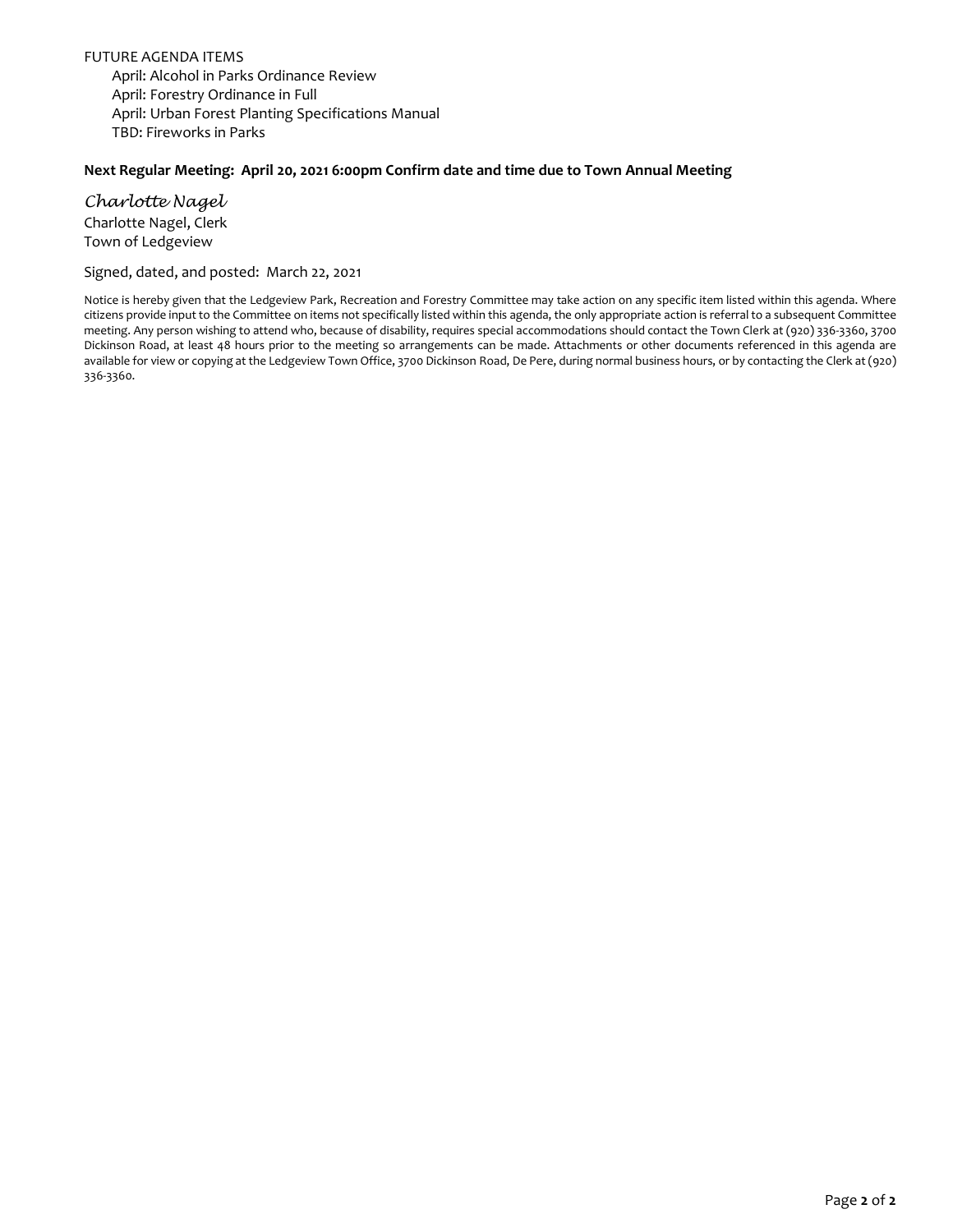FUTURE AGENDA ITEMS

- April: Alcohol in Parks Ordinance Review
- April: Forestry Ordinance in Full
- April: Urban Forest Planting Specifications Manual
- TBD: Fireworks in Parks

**Next Regular Meeting: April 20, 2021 6:00pm Confirm date and time due to Town Annual Meeting**

*Charlotte Nagel*

Charlotte Nagel, Clerk
Town of Ledgeview

Signed, dated, and posted: March 22, 2021

Notice is hereby given that the Ledgeview Park, Recreation and Forestry Committee may take action on any specific item listed within this agenda. Where citizens provide input to the Committee on items not specifically listed within this agenda, the only appropriate action is referral to a subsequent Committee meeting. Any person wishing to attend who, because of disability, requires special accommodations should contact the Town Clerk at (920) 336-3360, 3700 Dickinson Road, at least 48 hours prior to the meeting so arrangements can be made. Attachments or other documents referenced in this agenda are available for view or copying at the Ledgeview Town Office, 3700 Dickinson Road, De Pere, during normal business hours, or by contacting the Clerk at (920) 336-3360.